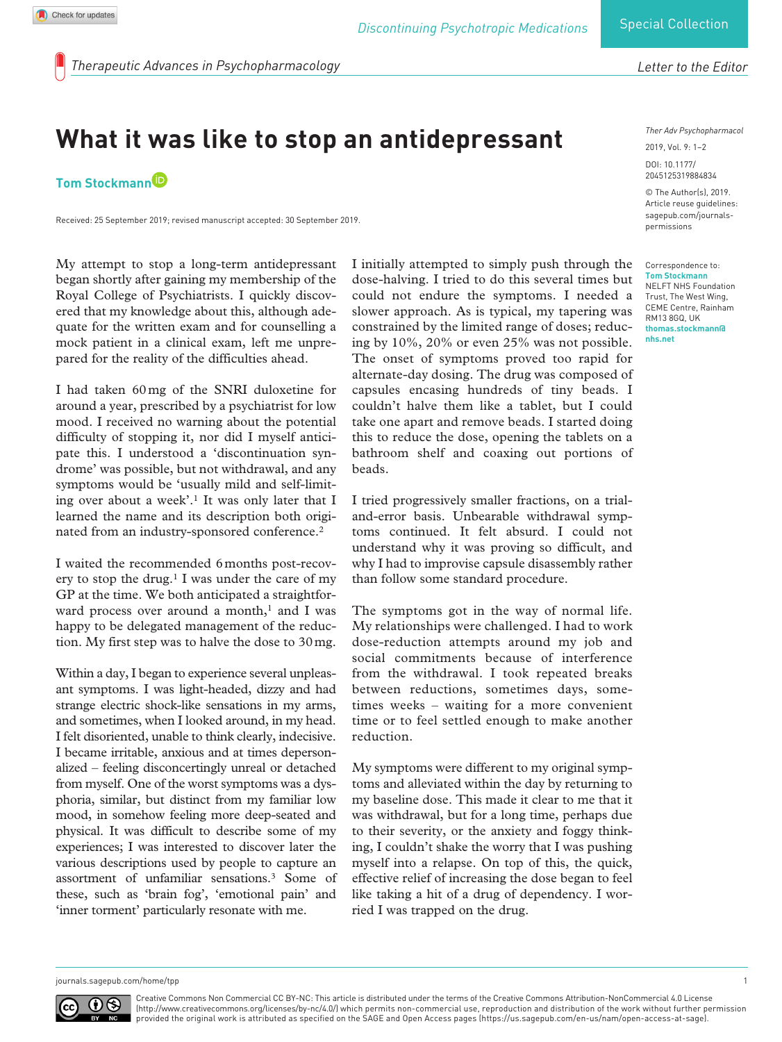Letter to the Editor

# What it was like to stop an antidepressant

**Tom Stockmann**

Received: 25 September 2019; revised manuscript accepted: 30 September 2019.

Ther Adv Psychopharmacol

2019, Vol. 9: 1–2

DOI: 10.1177/2045125319884834

© The Author(s), 2019. Article reuse guidelines: sagepub.com/journals-permissions

Correspondence to: **Tom Stockmann** NELFT NHS Foundation Trust, The West Wing, CEME Centre, Rainham RM13 8GQ, UK **thomas.stockmann@nhs.net**

My attempt to stop a long-term antidepressant began shortly after gaining my membership of the Royal College of Psychiatrists. I quickly discovered that my knowledge about this, although adequate for the written exam and for counselling a mock patient in a clinical exam, left me unprepared for the reality of the difficulties ahead.

I had taken 60 mg of the SNRI duloxetine for around a year, prescribed by a psychiatrist for low mood. I received no warning about the potential difficulty of stopping it, nor did I myself anticipate this. I understood a 'discontinuation syndrome' was possible, but not withdrawal, and any symptoms would be 'usually mild and self-limiting over about a week'.[1] It was only later that I learned the name and its description both originated from an industry-sponsored conference.[2]

I waited the recommended 6 months post-recovery to stop the drug.[1] I was under the care of my GP at the time. We both anticipated a straightforward process over around a month,[1] and I was happy to be delegated management of the reduction. My first step was to halve the dose to 30 mg.

Within a day, I began to experience several unpleasant symptoms. I was light-headed, dizzy and had strange electric shock-like sensations in my arms, and sometimes, when I looked around, in my head. I felt disoriented, unable to think clearly, indecisive. I became irritable, anxious and at times depersonalized – feeling disconcertingly unreal or detached from myself. One of the worst symptoms was a dysphoria, similar, but distinct from my familiar low mood, in somehow feeling more deep-seated and physical. It was difficult to describe some of my experiences; I was interested to discover later the various descriptions used by people to capture an assortment of unfamiliar sensations.[3] Some of these, such as 'brain fog', 'emotional pain' and 'inner torment' particularly resonate with me.

I initially attempted to simply push through the dose-halving. I tried to do this several times but could not endure the symptoms. I needed a slower approach. As is typical, my tapering was constrained by the limited range of doses; reducing by 10%, 20% or even 25% was not possible. The onset of symptoms proved too rapid for alternate-day dosing. The drug was composed of capsules encasing hundreds of tiny beads. I couldn't halve them like a tablet, but I could take one apart and remove beads. I started doing this to reduce the dose, opening the tablets on a bathroom shelf and coaxing out portions of beads.

I tried progressively smaller fractions, on a trial-and-error basis. Unbearable withdrawal symptoms continued. It felt absurd. I could not understand why it was proving so difficult, and why I had to improvise capsule disassembly rather than follow some standard procedure.

The symptoms got in the way of normal life. My relationships were challenged. I had to work dose-reduction attempts around my job and social commitments because of interference from the withdrawal. I took repeated breaks between reductions, sometimes days, sometimes weeks – waiting for a more convenient time or to feel settled enough to make another reduction.

My symptoms were different to my original symptoms and alleviated within the day by returning to my baseline dose. This made it clear to me that it was withdrawal, but for a long time, perhaps due to their severity, or the anxiety and foggy thinking, I couldn't shake the worry that I was pushing myself into a relapse. On top of this, the quick, effective relief of increasing the dose began to feel like taking a hit of a drug of dependency. I worried I was trapped on the drug.

Creative Commons Non Commercial CC BY-NC: This article is distributed under the terms of the Creative Commons Attribution-NonCommercial 4.0 License (http://www.creativecommons.org/licenses/by-nc/4.0/) which permits non-commercial use, reproduction and distribution of the work without further permission provided the original work is attributed as specified on the SAGE and Open Access pages (https://us.sagepub.com/en-us/nam/open-access-at-sage).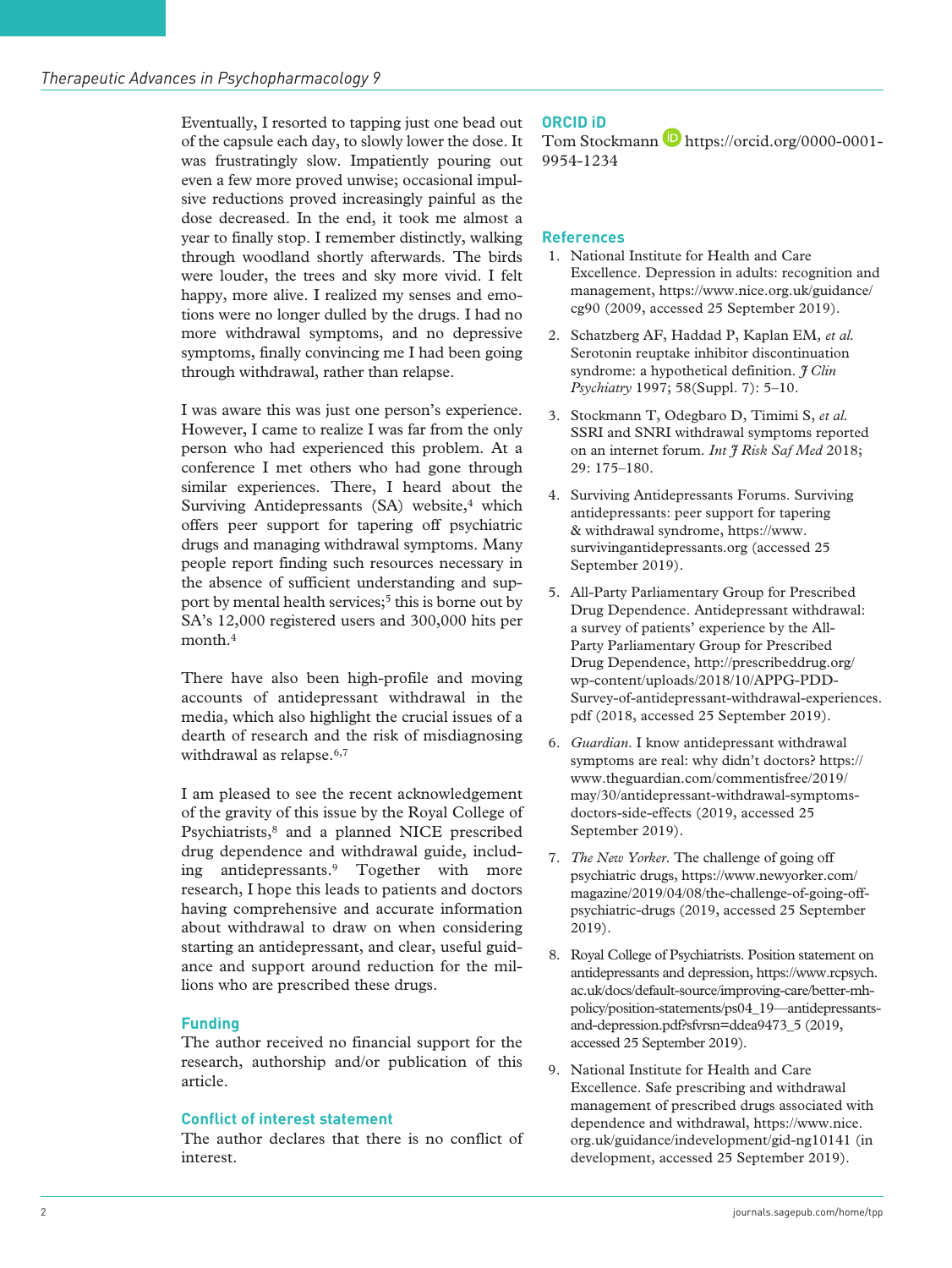Eventually, I resorted to tapping just one bead out of the capsule each day, to slowly lower the dose. It was frustratingly slow. Impatiently pouring out even a few more proved unwise; occasional impulsive reductions proved increasingly painful as the dose decreased. In the end, it took me almost a year to finally stop. I remember distinctly, walking through woodland shortly afterwards. The birds were louder, the trees and sky more vivid. I felt happy, more alive. I realized my senses and emotions were no longer dulled by the drugs. I had no more withdrawal symptoms, and no depressive symptoms, finally convincing me I had been going through withdrawal, rather than relapse.

I was aware this was just one person's experience. However, I came to realize I was far from the only person who had experienced this problem. At a conference I met others who had gone through similar experiences. There, I heard about the Surviving Antidepressants (SA) website,[4] which offers peer support for tapering off psychiatric drugs and managing withdrawal symptoms. Many people report finding such resources necessary in the absence of sufficient understanding and support by mental health services;[5] this is borne out by SA's 12,000 registered users and 300,000 hits per month.[4]

There have also been high-profile and moving accounts of antidepressant withdrawal in the media, which also highlight the crucial issues of a dearth of research and the risk of misdiagnosing withdrawal as relapse.[6,7]

I am pleased to see the recent acknowledgement of the gravity of this issue by the Royal College of Psychiatrists,[8] and a planned NICE prescribed drug dependence and withdrawal guide, including antidepressants.[9] Together with more research, I hope this leads to patients and doctors having comprehensive and accurate information about withdrawal to draw on when considering starting an antidepressant, and clear, useful guidance and support around reduction for the millions who are prescribed these drugs.

## Funding

The author received no financial support for the research, authorship and/or publication of this article.

## Conflict of interest statement

The author declares that there is no conflict of interest.

## ORCID iD

Tom Stockmann https://orcid.org/0000-0001-9954-1234

## References

1. National Institute for Health and Care Excellence. Depression in adults: recognition and management, https://www.nice.org.uk/guidance/cg90 (2009, accessed 25 September 2019).
2. Schatzberg AF, Haddad P, Kaplan EM, *et al.* Serotonin reuptake inhibitor discontinuation syndrome: a hypothetical definition. *J Clin Psychiatry* 1997; 58(Suppl. 7): 5–10.
3. Stockmann T, Odegbaro D, Timimi S, *et al.* SSRI and SNRI withdrawal symptoms reported on an internet forum. *Int J Risk Saf Med* 2018; 29: 175–180.
4. Surviving Antidepressants Forums. Surviving antidepressants: peer support for tapering & withdrawal syndrome, https://www.survivingantidepressants.org (accessed 25 September 2019).
5. All-Party Parliamentary Group for Prescribed Drug Dependence. Antidepressant withdrawal: a survey of patients' experience by the All-Party Parliamentary Group for Prescribed Drug Dependence, http://prescribeddrug.org/wp-content/uploads/2018/10/APPG-PDD-Survey-of-antidepressant-withdrawal-experiences.pdf (2018, accessed 25 September 2019).
6. *Guardian*. I know antidepressant withdrawal symptoms are real: why didn't doctors? https://www.theguardian.com/commentisfree/2019/may/30/antidepressant-withdrawal-symptoms-doctors-side-effects (2019, accessed 25 September 2019).
7. *The New Yorker*. The challenge of going off psychiatric drugs, https://www.newyorker.com/magazine/2019/04/08/the-challenge-of-going-off-psychiatric-drugs (2019, accessed 25 September 2019).
8. Royal College of Psychiatrists. Position statement on antidepressants and depression, https://www.rcpsych.ac.uk/docs/default-source/improving-care/better-mh-policy/position-statements/ps04_19—antidepressants-and-depression.pdf?sfvrsn=ddea9473_5 (2019, accessed 25 September 2019).
9. National Institute for Health and Care Excellence. Safe prescribing and withdrawal management of prescribed drugs associated with dependence and withdrawal, https://www.nice.org.uk/guidance/indevelopment/gid-ng10141 (in development, accessed 25 September 2019).